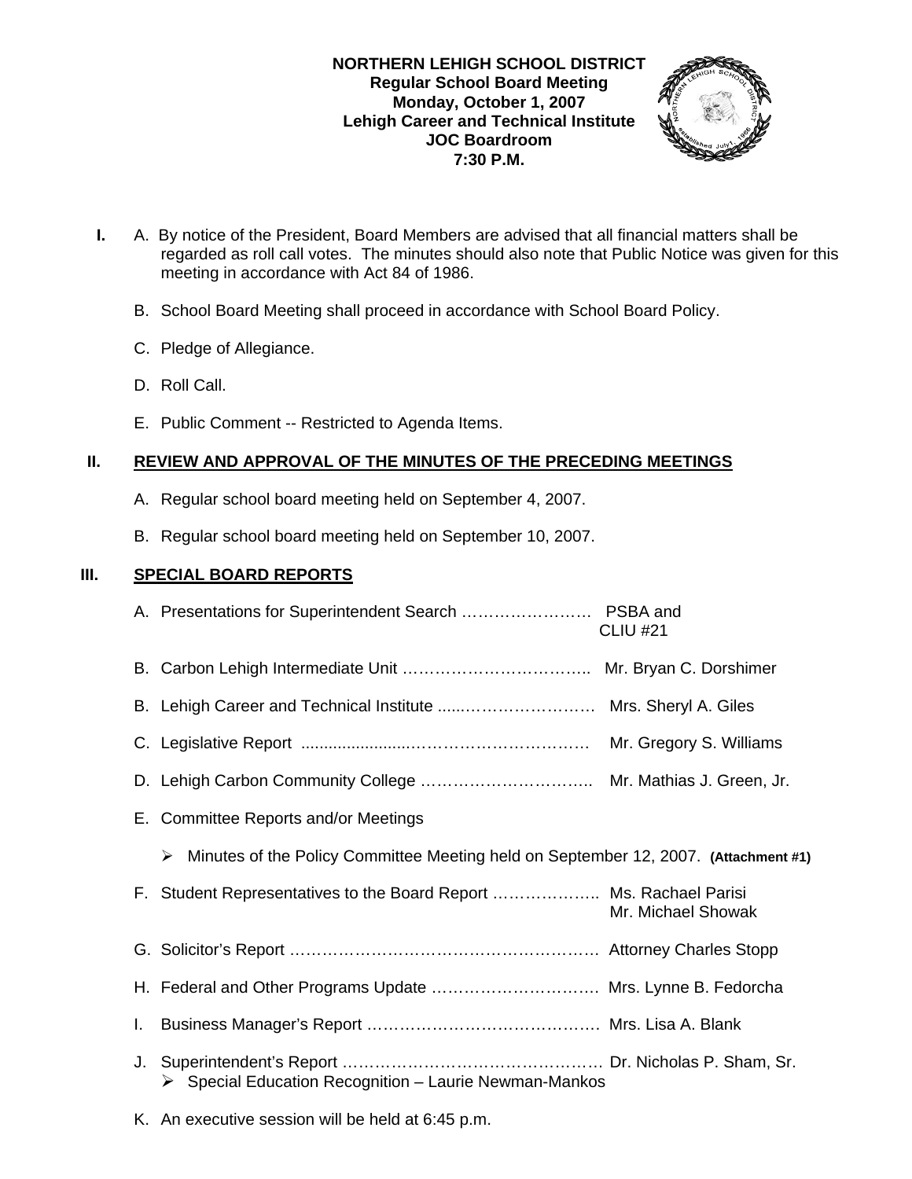**NORTHERN LEHIGH SCHOOL DISTRICT**
**Regular School Board Meeting**
**Monday, October 1, 2007**
**Lehigh Career and Technical Institute**
**JOC Boardroom**
**7:30 P.M.**

**I.** A. By notice of the President, Board Members are advised that all financial matters shall be regarded as roll call votes. The minutes should also note that Public Notice was given for this meeting in accordance with Act 84 of 1986.

B. School Board Meeting shall proceed in accordance with School Board Policy.

C. Pledge of Allegiance.

D. Roll Call.

E. Public Comment -- Restricted to Agenda Items.

## II. REVIEW AND APPROVAL OF THE MINUTES OF THE PRECEDING MEETINGS

A. Regular school board meeting held on September 4, 2007.

B. Regular school board meeting held on September 10, 2007.

## III. SPECIAL BOARD REPORTS

A. Presentations for Superintendent Search …………………… PSBA and CLIU #21

B. Carbon Lehigh Intermediate Unit …………………………….. Mr. Bryan C. Dorshimer

B. Lehigh Career and Technical Institute .....………………… Mrs. Sheryl A. Giles

C. Legislative Report ......................…………………………… Mr. Gregory S. Williams

D. Lehigh Carbon Community College ………………………….. Mr. Mathias J. Green, Jr.

E. Committee Reports and/or Meetings

- Minutes of the Policy Committee Meeting held on September 12, 2007. **(Attachment #1)**

F. Student Representatives to the Board Report ……………….. Ms. Rachael Parisi
Mr. Michael Showak

G. Solicitor's Report …………………………………………………. Attorney Charles Stopp

H. Federal and Other Programs Update …………………………. Mrs. Lynne B. Fedorcha

I. Business Manager's Report ……………………………………. Mrs. Lisa A. Blank

J. Superintendent's Report ………………………………………… Dr. Nicholas P. Sham, Sr.

- Special Education Recognition – Laurie Newman-Mankos

K. An executive session will be held at 6:45 p.m.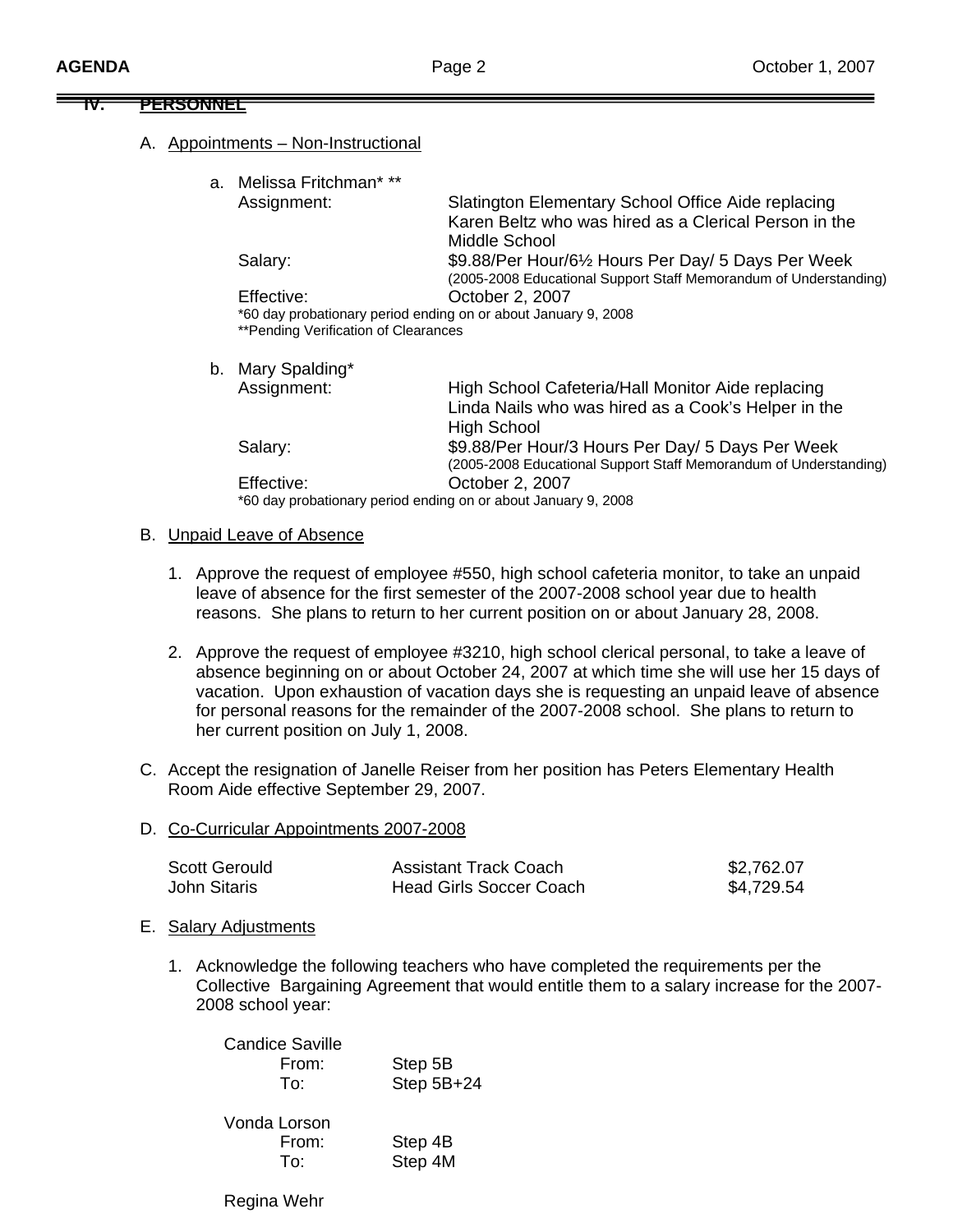## IV. PERSONNEL

A. Appointments – Non-Instructional

a. Melissa Fritchman* **

| | |
|---|---|
| Assignment: | Slatington Elementary School Office Aide replacing Karen Beltz who was hired as a Clerical Person in the Middle School |
| Salary: | $9.88/Per Hour/6½ Hours Per Day/ 5 Days Per Week (2005-2008 Educational Support Staff Memorandum of Understanding) |
| Effective: | October 2, 2007 |

*60 day probationary period ending on or about January 9, 2008
**Pending Verification of Clearances

b. Mary Spalding*

| | |
|---|---|
| Assignment: | High School Cafeteria/Hall Monitor Aide replacing Linda Nails who was hired as a Cook's Helper in the High School |
| Salary: | $9.88/Per Hour/3 Hours Per Day/ 5 Days Per Week (2005-2008 Educational Support Staff Memorandum of Understanding) |
| Effective: | October 2, 2007 |

*60 day probationary period ending on or about January 9, 2008

B. Unpaid Leave of Absence

1. Approve the request of employee #550, high school cafeteria monitor, to take an unpaid leave of absence for the first semester of the 2007-2008 school year due to health reasons. She plans to return to her current position on or about January 28, 2008.

2. Approve the request of employee #3210, high school clerical personal, to take a leave of absence beginning on or about October 24, 2007 at which time she will use her 15 days of vacation. Upon exhaustion of vacation days she is requesting an unpaid leave of absence for personal reasons for the remainder of the 2007-2008 school. She plans to return to her current position on July 1, 2008.

C. Accept the resignation of Janelle Reiser from her position has Peters Elementary Health Room Aide effective September 29, 2007.

D. Co-Curricular Appointments 2007-2008

| | | |
|---|---|---|
| Scott Gerould | Assistant Track Coach | $2,762.07 |
| John Sitaris | Head Girls Soccer Coach | $4,729.54 |

E. Salary Adjustments

1. Acknowledge the following teachers who have completed the requirements per the Collective Bargaining Agreement that would entitle them to a salary increase for the 2007-2008 school year:

Candice Saville

| | |
|---|---|
| From: | Step 5B |
| To: | Step 5B+24 |

Vonda Lorson

| | |
|---|---|
| From: | Step 4B |
| To: | Step 4M |

Regina Wehr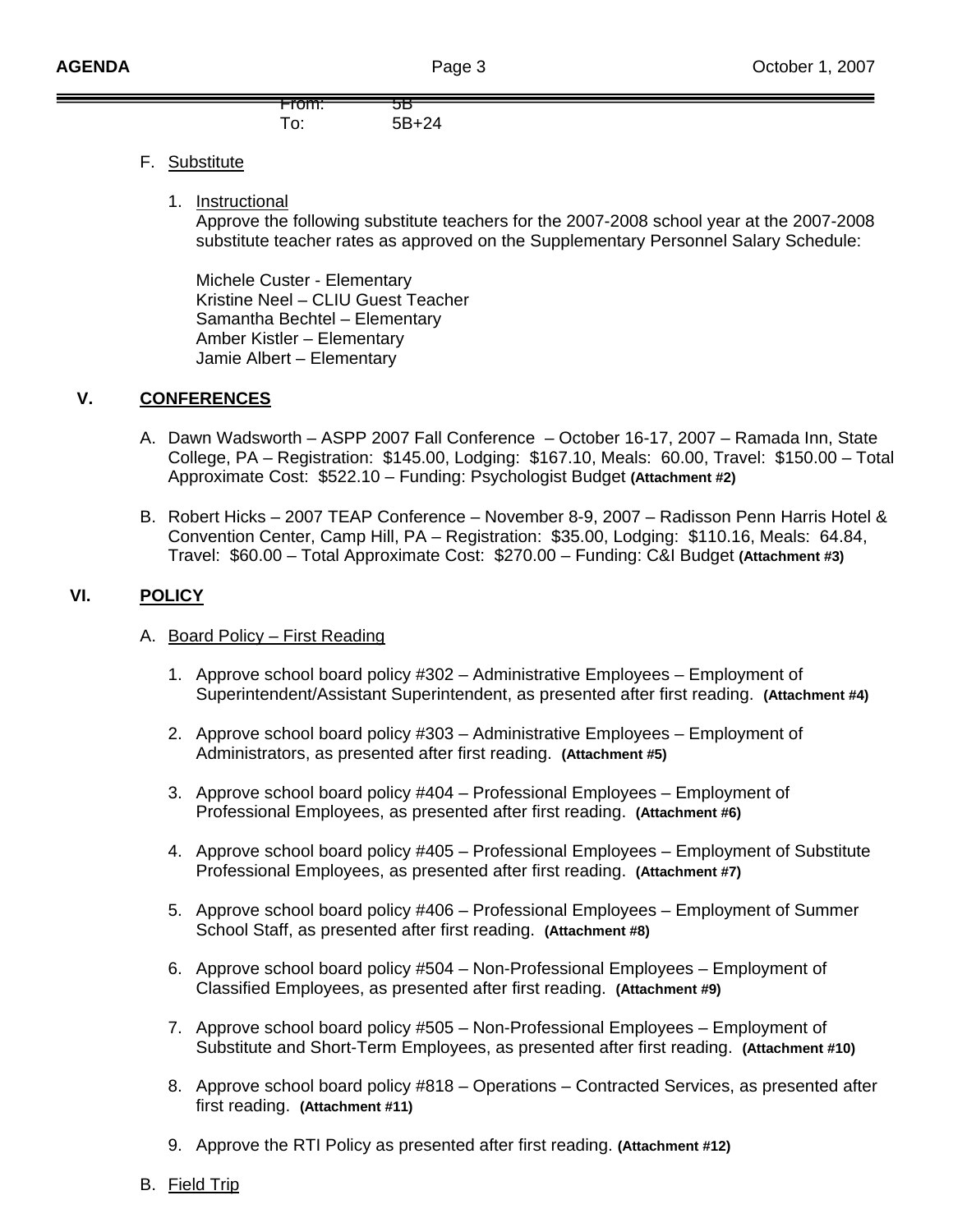From: 5B
To: 5B+24

F. Substitute

1. Instructional
   Approve the following substitute teachers for the 2007-2008 school year at the 2007-2008 substitute teacher rates as approved on the Supplementary Personnel Salary Schedule:

   Michele Custer - Elementary
   Kristine Neel – CLIU Guest Teacher
   Samantha Bechtel – Elementary
   Amber Kistler – Elementary
   Jamie Albert – Elementary

## V. CONFERENCES

A. Dawn Wadsworth – ASPP 2007 Fall Conference – October 16-17, 2007 – Ramada Inn, State College, PA – Registration: $145.00, Lodging: $167.10, Meals: 60.00, Travel: $150.00 – Total Approximate Cost: $522.10 – Funding: Psychologist Budget **(Attachment #2)**

B. Robert Hicks – 2007 TEAP Conference – November 8-9, 2007 – Radisson Penn Harris Hotel & Convention Center, Camp Hill, PA – Registration: $35.00, Lodging: $110.16, Meals: 64.84, Travel: $60.00 – Total Approximate Cost: $270.00 – Funding: C&I Budget **(Attachment #3)**

## VI. POLICY

A. Board Policy – First Reading

1. Approve school board policy #302 – Administrative Employees – Employment of Superintendent/Assistant Superintendent, as presented after first reading. **(Attachment #4)**

2. Approve school board policy #303 – Administrative Employees – Employment of Administrators, as presented after first reading. **(Attachment #5)**

3. Approve school board policy #404 – Professional Employees – Employment of Professional Employees, as presented after first reading. **(Attachment #6)**

4. Approve school board policy #405 – Professional Employees – Employment of Substitute Professional Employees, as presented after first reading. **(Attachment #7)**

5. Approve school board policy #406 – Professional Employees – Employment of Summer School Staff, as presented after first reading. **(Attachment #8)**

6. Approve school board policy #504 – Non-Professional Employees – Employment of Classified Employees, as presented after first reading. **(Attachment #9)**

7. Approve school board policy #505 – Non-Professional Employees – Employment of Substitute and Short-Term Employees, as presented after first reading. **(Attachment #10)**

8. Approve school board policy #818 – Operations – Contracted Services, as presented after first reading. **(Attachment #11)**

9. Approve the RTI Policy as presented after first reading. **(Attachment #12)**

B. Field Trip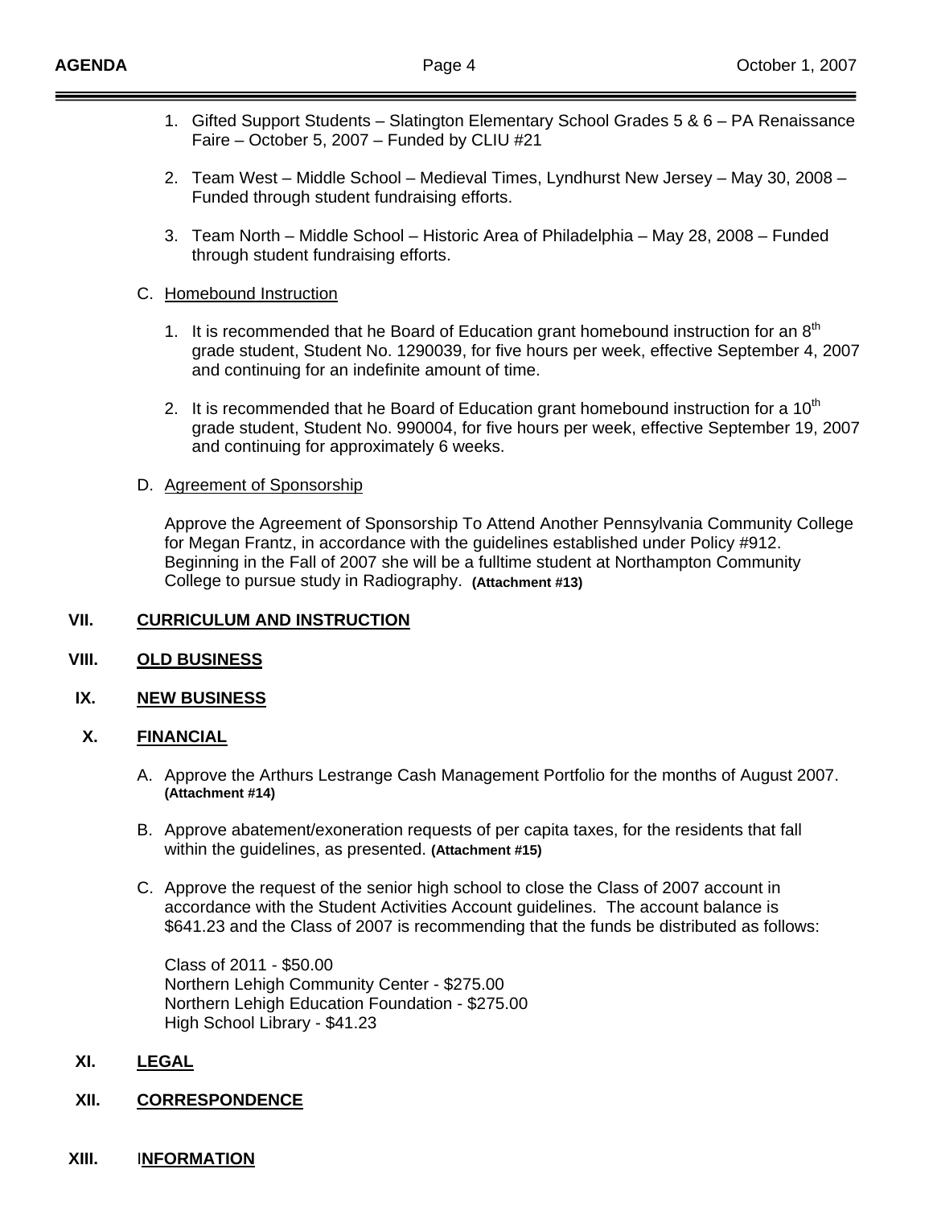1. Gifted Support Students – Slatington Elementary School Grades 5 & 6 – PA Renaissance Faire – October 5, 2007 – Funded by CLIU #21

2. Team West – Middle School – Medieval Times, Lyndhurst New Jersey – May 30, 2008 – Funded through student fundraising efforts.

3. Team North – Middle School – Historic Area of Philadelphia – May 28, 2008 – Funded through student fundraising efforts.

C. Homebound Instruction

1. It is recommended that he Board of Education grant homebound instruction for an 8th grade student, Student No. 1290039, for five hours per week, effective September 4, 2007 and continuing for an indefinite amount of time.

2. It is recommended that he Board of Education grant homebound instruction for a 10th grade student, Student No. 990004, for five hours per week, effective September 19, 2007 and continuing for approximately 6 weeks.

D. Agreement of Sponsorship

Approve the Agreement of Sponsorship To Attend Another Pennsylvania Community College for Megan Frantz, in accordance with the guidelines established under Policy #912. Beginning in the Fall of 2007 she will be a fulltime student at Northampton Community College to pursue study in Radiography. **(Attachment #13)**

## VII. CURRICULUM AND INSTRUCTION

## VIII. OLD BUSINESS

## IX. NEW BUSINESS

## X. FINANCIAL

A. Approve the Arthurs Lestrange Cash Management Portfolio for the months of August 2007. **(Attachment #14)**

B. Approve abatement/exoneration requests of per capita taxes, for the residents that fall within the guidelines, as presented. **(Attachment #15)**

C. Approve the request of the senior high school to close the Class of 2007 account in accordance with the Student Activities Account guidelines. The account balance is $641.23 and the Class of 2007 is recommending that the funds be distributed as follows:

Class of 2011 - $50.00
Northern Lehigh Community Center - $275.00
Northern Lehigh Education Foundation - $275.00
High School Library - $41.23

## XI. LEGAL

## XII. CORRESPONDENCE

## XIII. INFORMATION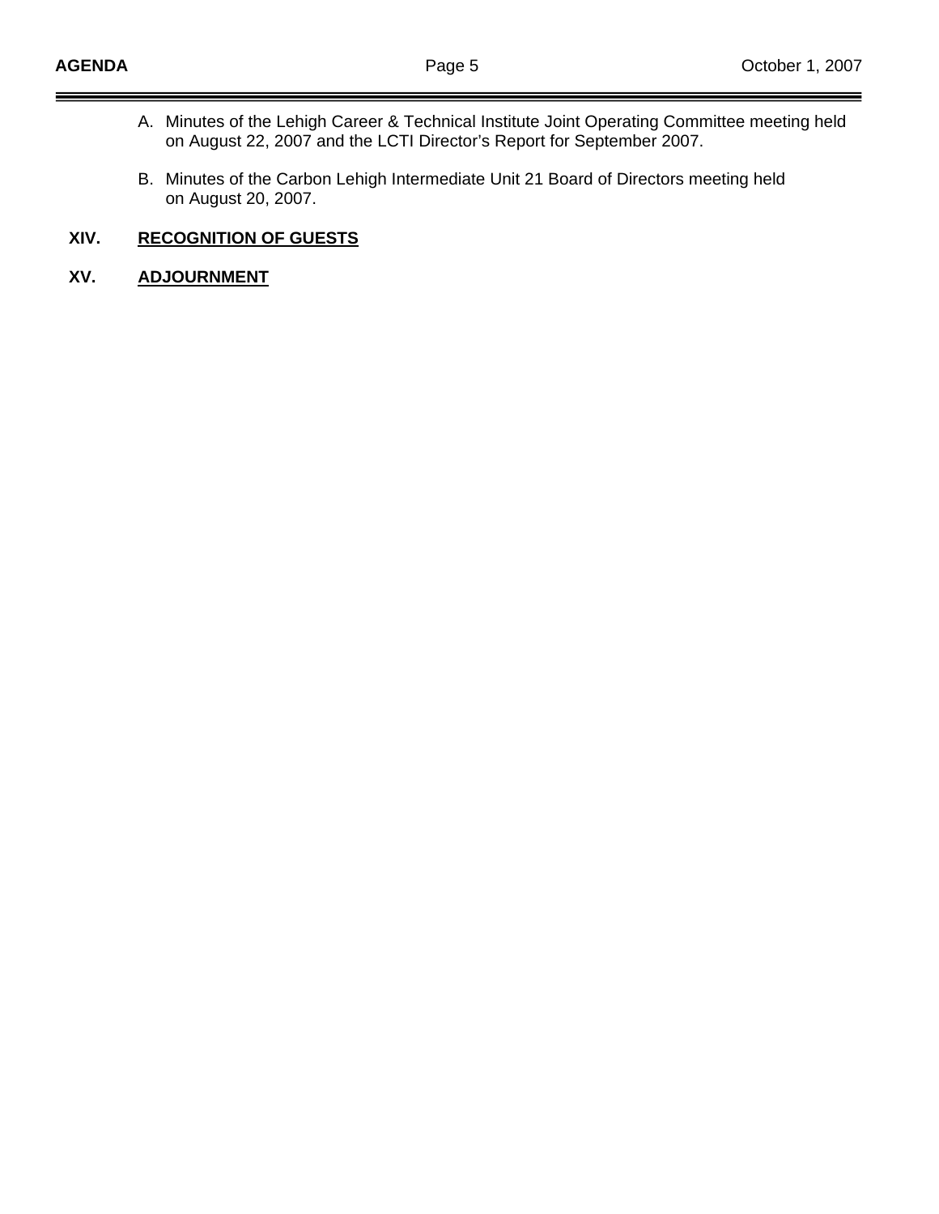A. Minutes of the Lehigh Career & Technical Institute Joint Operating Committee meeting held on August 22, 2007 and the LCTI Director's Report for September 2007.

B. Minutes of the Carbon Lehigh Intermediate Unit 21 Board of Directors meeting held on August 20, 2007.

## XIV. RECOGNITION OF GUESTS

## XV. ADJOURNMENT